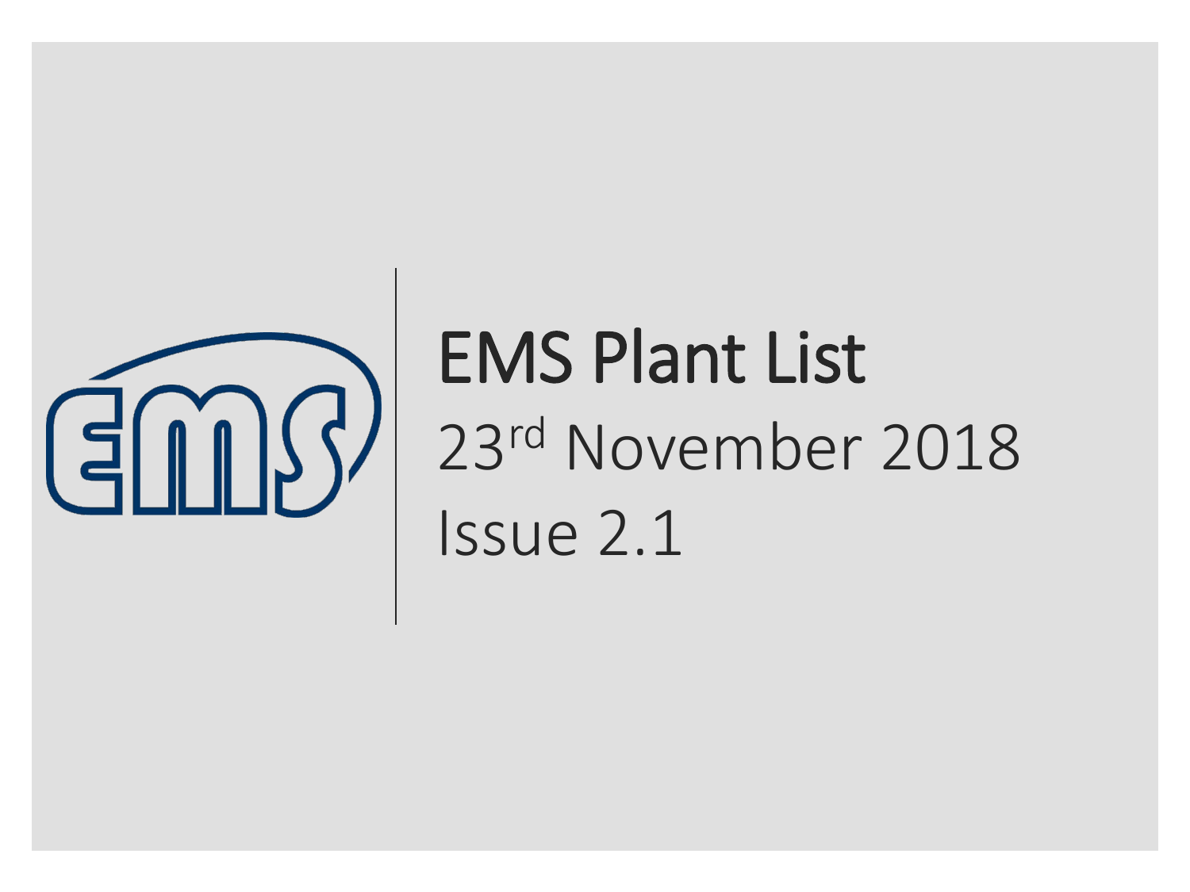# EMS Plant List

23rd November 2018

Issue 2.1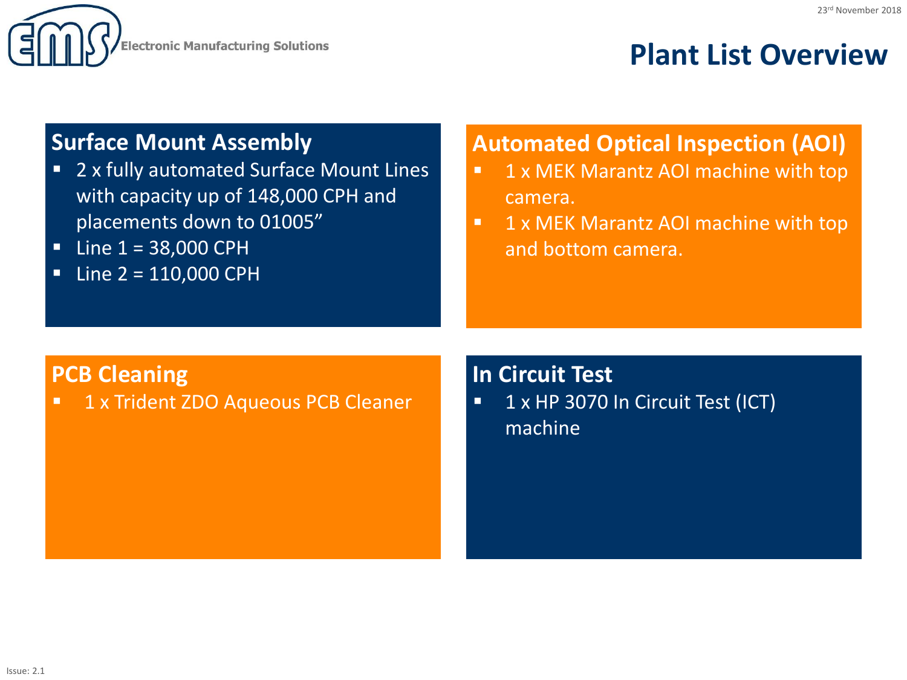# Plant List Overview

## Surface Mount Assembly

- 2 x fully automated Surface Mount Lines with capacity up of 148,000 CPH and placements down to 01005”
- Line 1 = 38,000 CPH
- Line 2 = 110,000 CPH

## Automated Optical Inspection (AOI)

- 1 x MEK Marantz AOI machine with top camera.
- 1 x MEK Marantz AOI machine with top and bottom camera.

## PCB Cleaning

- 1 x Trident ZDO Aqueous PCB Cleaner

## In Circuit Test

- 1 x HP 3070 In Circuit Test (ICT) machine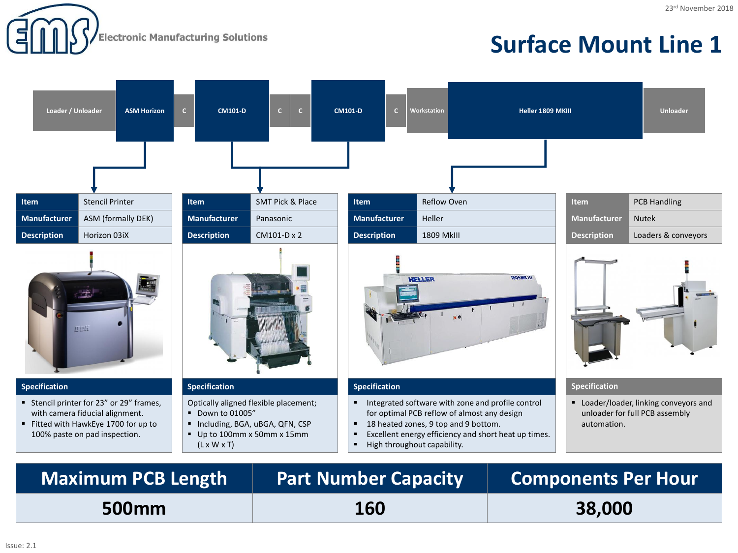# Surface Mount Line 1

Electronic Manufacturing Solutions

23rd November 2018

Loader / Unloader → ASM Horizon → C → CM101-D → C → C → CM101-D → C → Workstation → Heller 1809 MKIII → Unloader

| Item | Stencil Printer |
|---|---|
| Manufacturer | ASM (formally DEK) |
| Description | Horizon 03iX |

**Specification**

- Stencil printer for 23" or 29" frames, with camera fiducial alignment.
- Fitted with HawkEye 1700 for up to 100% paste on pad inspection.

| Item | SMT Pick & Place |
|---|---|
| Manufacturer | Panasonic |
| Description | CM101-D x 2 |

**Specification**

Optically aligned flexible placement;

- Down to 01005"
- Including, BGA, uBGA, QFN, CSP
- Up to 100mm x 50mm x 15mm (L x W x T)

| Item | Reflow Oven |
|---|---|
| Manufacturer | Heller |
| Description | 1809 MkIII |

**Specification**

- Integrated software with zone and profile control for optimal PCB reflow of almost any design
- 18 heated zones, 9 top and 9 bottom.
- Excellent energy efficiency and short heat up times.
- High throughout capability.

| Item | PCB Handling |
|---|---|
| Manufacturer | Nutek |
| Description | Loaders & conveyors |

**Specification**

- Loader/loader, linking conveyors and unloader for full PCB assembly automation.

| Maximum PCB Length | Part Number Capacity | Components Per Hour |
|---|---|---|
| 500mm | 160 | 38,000 |

Issue: 2.1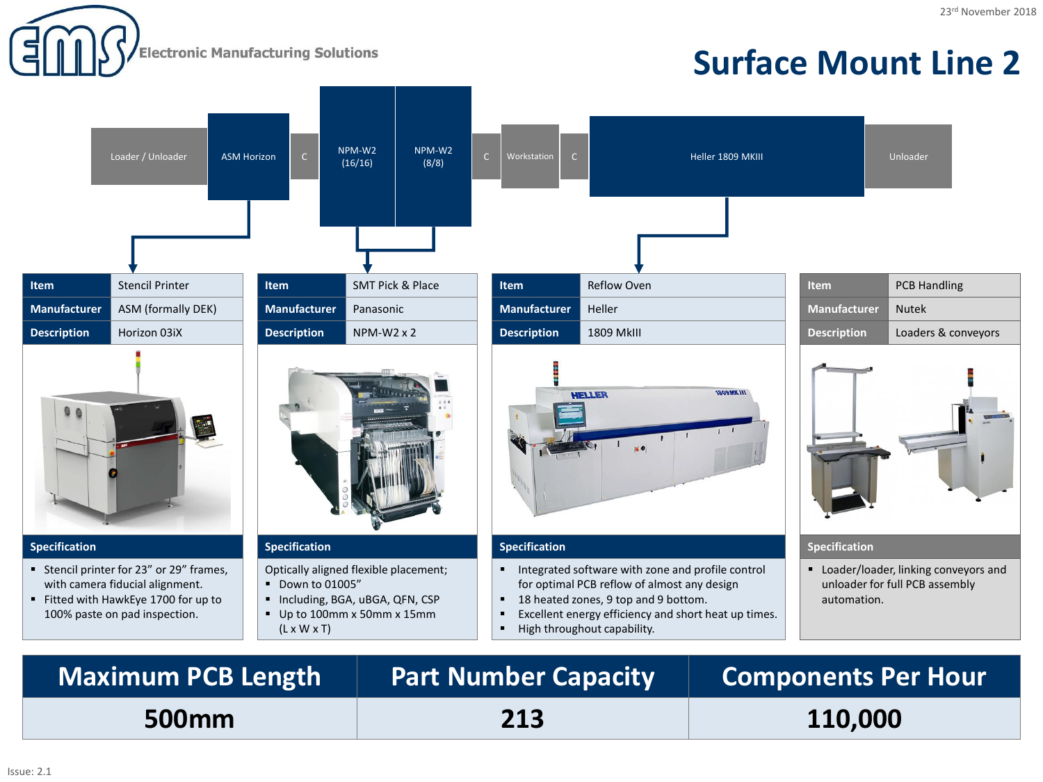Electronic Manufacturing Solutions

23rd November 2018

# Surface Mount Line 2

Loader / Unloader → ASM Horizon → C → NPM-W2 (16/16) → NPM-W2 (8/8) → C → Workstation → C → Heller 1809 MKIII → Unloader

| Item | Stencil Printer |
|---|---|
| Manufacturer | ASM (formally DEK) |
| Description | Horizon 03iX |

**Specification**

- Stencil printer for 23" or 29" frames, with camera fiducial alignment.
- Fitted with HawkEye 1700 for up to 100% paste on pad inspection.

| Item | SMT Pick & Place |
|---|---|
| Manufacturer | Panasonic |
| Description | NPM-W2 x 2 |

**Specification**

Optically aligned flexible placement;

- Down to 01005"
- Including, BGA, uBGA, QFN, CSP
- Up to 100mm x 50mm x 15mm (L x W x T)

| Item | Reflow Oven |
|---|---|
| Manufacturer | Heller |
| Description | 1809 MkIII |

**Specification**

- Integrated software with zone and profile control for optimal PCB reflow of almost any design
- 18 heated zones, 9 top and 9 bottom.
- Excellent energy efficiency and short heat up times.
- High throughout capability.

| Item | PCB Handling |
|---|---|
| Manufacturer | Nutek |
| Description | Loaders & conveyors |

**Specification**

- Loader/loader, linking conveyors and unloader for full PCB assembly automation.

| Maximum PCB Length | Part Number Capacity | Components Per Hour |
|---|---|---|
| 500mm | 213 | 110,000 |

Issue: 2.1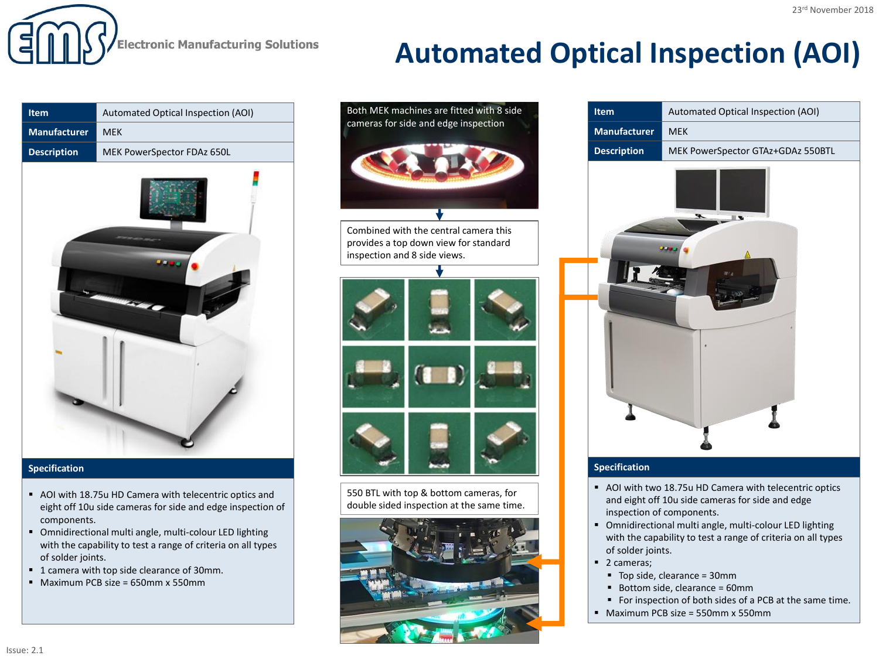# Automated Optical Inspection (AOI)

23rd November 2018

| Item | Automated Optical Inspection (AOI) |
| --- | --- |
| Manufacturer | MEK |
| Description | MEK PowerSpector FDAz 650L |

### Specification

- AOI with 18.75u HD Camera with telecentric optics and eight off 10u side cameras for side and edge inspection of components.
- Omnidirectional multi angle, multi-colour LED lighting with the capability to test a range of criteria on all types of solder joints.
- 1 camera with top side clearance of 30mm.
- Maximum PCB size = 650mm x 550mm

Both MEK machines are fitted with 8 side cameras for side and edge inspection

Combined with the central camera this provides a top down view for standard inspection and 8 side views.

550 BTL with top & bottom cameras, for double sided inspection at the same time.

| Item | Automated Optical Inspection (AOI) |
| --- | --- |
| Manufacturer | MEK |
| Description | MEK PowerSpector GTAz+GDAz 550BTL |

### Specification

- AOI with two 18.75u HD Camera with telecentric optics and eight off 10u side cameras for side and edge inspection of components.
- Omnidirectional multi angle, multi-colour LED lighting with the capability to test a range of criteria on all types of solder joints.
- 2 cameras;
  - Top side, clearance = 30mm
  - Bottom side, clearance = 60mm
  - For inspection of both sides of a PCB at the same time.
- Maximum PCB size = 550mm x 550mm

Issue: 2.1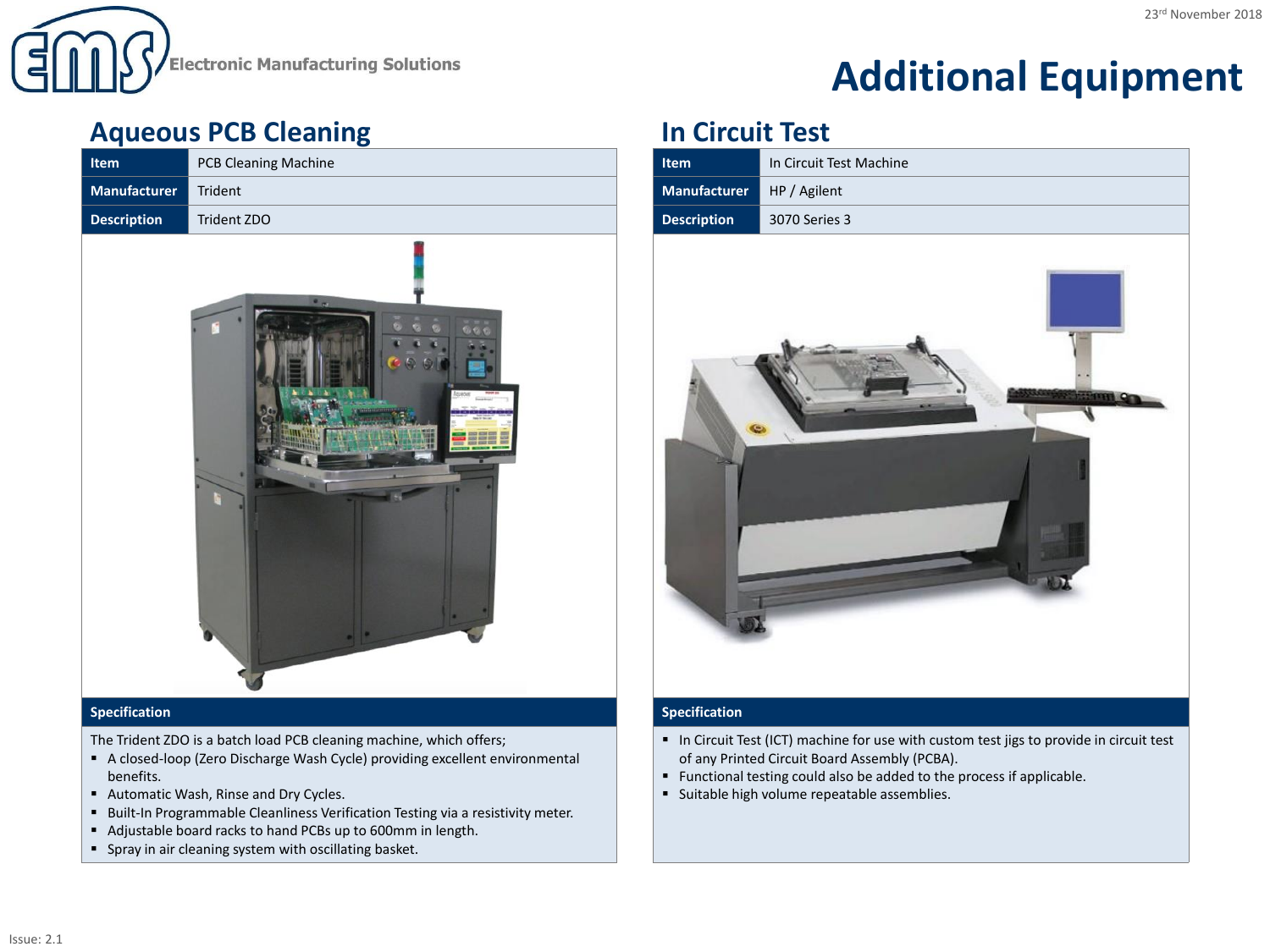# Additional Equipment

## Aqueous PCB Cleaning

| Item | PCB Cleaning Machine |
| --- | --- |
| Manufacturer | Trident |
| Description | Trident ZDO |

### Specification

The Trident ZDO is a batch load PCB cleaning machine, which offers;

- A closed-loop (Zero Discharge Wash Cycle) providing excellent environmental benefits.
- Automatic Wash, Rinse and Dry Cycles.
- Built-In Programmable Cleanliness Verification Testing via a resistivity meter.
- Adjustable board racks to hand PCBs up to 600mm in length.
- Spray in air cleaning system with oscillating basket.

## In Circuit Test

| Item | In Circuit Test Machine |
| --- | --- |
| Manufacturer | HP / Agilent |
| Description | 3070 Series 3 |

### Specification

- In Circuit Test (ICT) machine for use with custom test jigs to provide in circuit test of any Printed Circuit Board Assembly (PCBA).
- Functional testing could also be added to the process if applicable.
- Suitable high volume repeatable assemblies.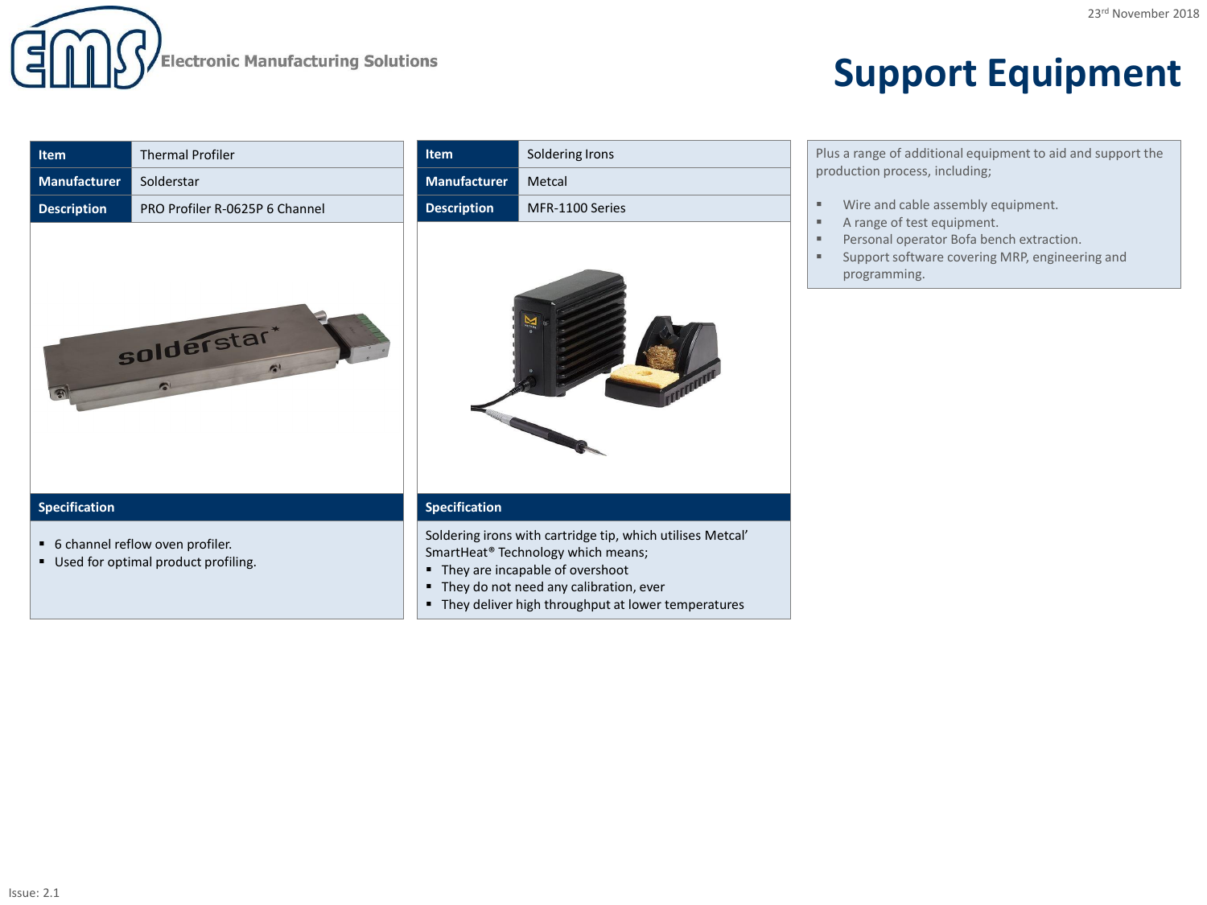# Support Equipment

| | |
|---|---|
| **Item** | Thermal Profiler |
| **Manufacturer** | Solderstar |
| **Description** | PRO Profiler R-0625P 6 Channel |

**Specification**

- 6 channel reflow oven profiler.
- Used for optimal product profiling.

| | |
|---|---|
| **Item** | Soldering Irons |
| **Manufacturer** | Metcal |
| **Description** | MFR-1100 Series |

**Specification**

Soldering irons with cartridge tip, which utilises Metcal' SmartHeat® Technology which means;

- They are incapable of overshoot
- They do not need any calibration, ever
- They deliver high throughput at lower temperatures

Plus a range of additional equipment to aid and support the production process, including;

- Wire and cable assembly equipment.
- A range of test equipment.
- Personal operator Bofa bench extraction.
- Support software covering MRP, engineering and programming.